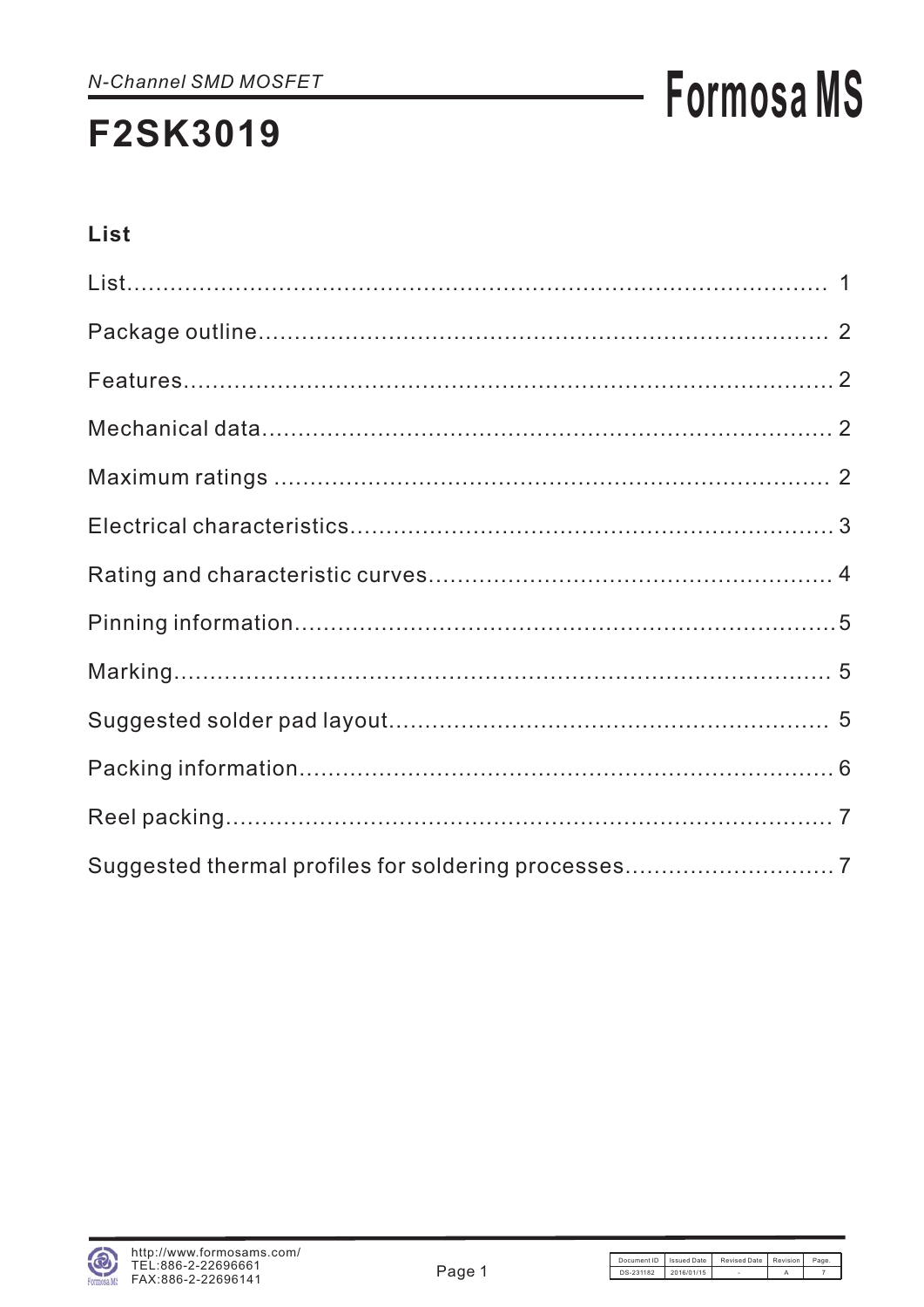*N-Channel SMD MOSFET*

# F2SK3019

## List

List.......................................................................................... 1

Package outline.......................................................................... 2

Features...................................................................................... 2

Mechanical data.......................................................................... 2

Maximum ratings ........................................................................ 2

Electrical characteristics............................................................. 3

Rating and characteristic curves................................................. 4

Pinning information.....................................................................5

Marking....................................................................................... 5

Suggested solder pad layout...................................................... 5

Packing information.................................................................... 6

Reel packing............................................................................... 7

Suggested thermal profiles for soldering processes.................... 7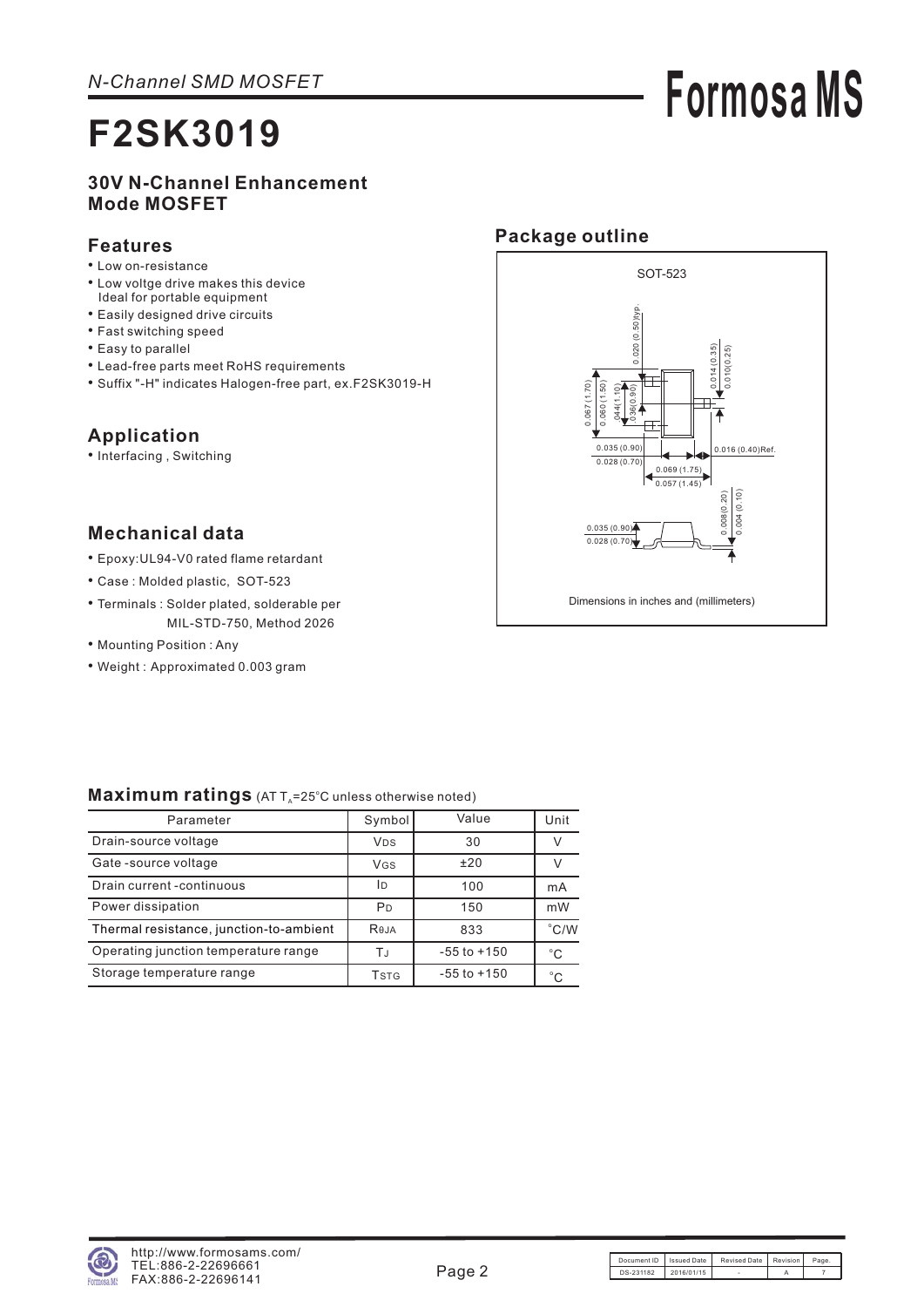*N-Channel SMD MOSFET*

# F2SK3019

**30V N-Channel Enhancement Mode MOSFET**

## Features

- Low on-resistance
- Low voltge drive makes this device Ideal for portable equipment
- Easily designed drive circuits
- Fast switching speed
- Easy to parallel
- Lead-free parts meet RoHS requirements
- Suffix "-H" indicates Halogen-free part, ex.F2SK3019-H

## Application

- Interfacing , Switching

## Mechanical data

- Epoxy:UL94-V0 rated flame retardant
- Case : Molded plastic, SOT-523
- Terminals : Solder plated, solderable per MIL-STD-750, Method 2026
- Mounting Position : Any
- Weight : Approximated 0.003 gram

## Package outline

SOT-523

0.020 (0.50)typ.
0.014 (0.35)
0.010(0.25)
0.067 (1.70)
0.060 (1.50)
.044(1.10)
.036(0.90)
0.035 (0.90)
0.028 (0.70)
0.016 (0.40)Ref.
0.069 (1.75)
0.057 (1.45)
0.008(0.20)
0.004 (0.10)
0.035 (0.90)
0.028 (0.70)

Dimensions in inches and (millimeters)

## Maximum ratings (AT $T_A$=25°C unless otherwise noted)

| Parameter | Symbol | Value | Unit |
|---|---|---|---|
| Drain-source voltage | $V_{DS}$ | 30 | V |
| Gate -source voltage | $V_{GS}$ | ±20 | V |
| Drain current -continuous | $I_D$ | 100 | mA |
| Power dissipation | $P_D$ | 150 | mW |
| Thermal resistance, junction-to-ambient | $R_{\theta JA}$ | 833 | °C/W |
| Operating junction temperature range | $T_J$ | -55 to +150 | °C |
| Storage temperature range | $T_{STG}$ | -55 to +150 | °C |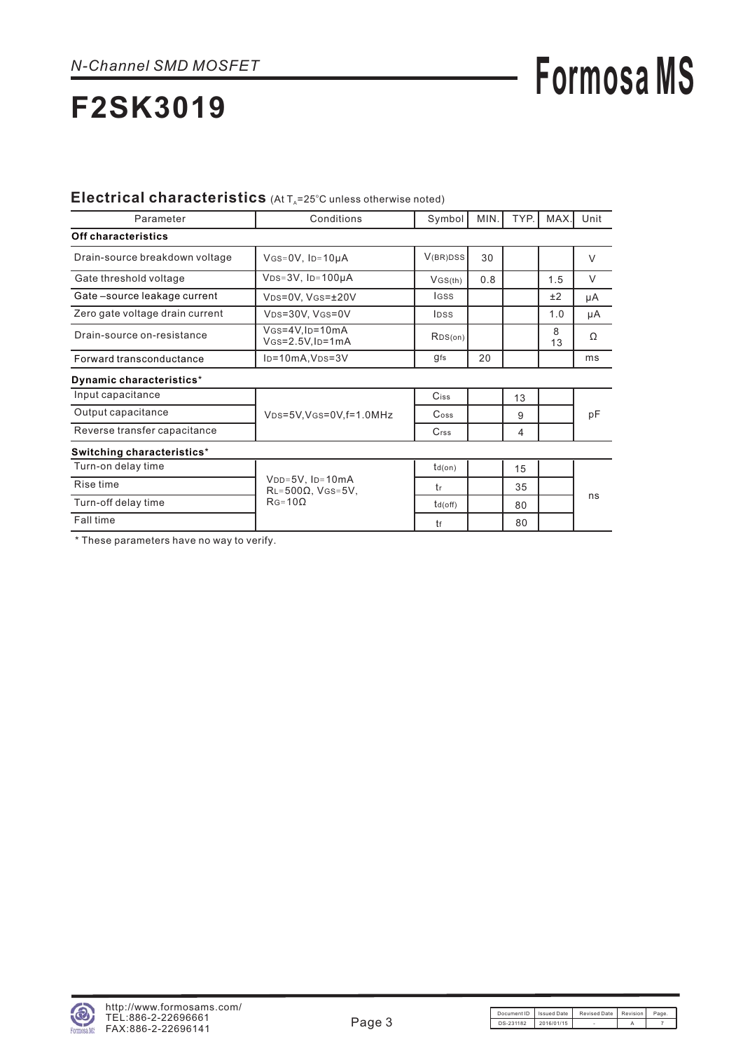*N-Channel SMD MOSFET*

# F2SK3019

## Electrical characteristics (At $T_A$=25°C unless otherwise noted)

| Parameter | Conditions | Symbol | MIN. | TYP. | MAX. | Unit |
|---|---|---|---|---|---|---|
| **Off characteristics** | | | | | | |
| Drain-source breakdown voltage | $V_{GS}$=0V, $I_D$=10μA | $V_{(BR)DSS}$ | 30 | | | V |
| Gate threshold voltage | $V_{DS}$=3V, $I_D$=100μA | $V_{GS(th)}$ | 0.8 | | 1.5 | V |
| Gate –source leakage current | $V_{DS}$=0V, $V_{GS}$=±20V | $I_{GSS}$ | | | ±2 | μA |
| Zero gate voltage drain current | $V_{DS}$=30V, $V_{GS}$=0V | $I_{DSS}$ | | | 1.0 | μA |
| Drain-source on-resistance | $V_{GS}$=4V,$I_D$=10mA<br>$V_{GS}$=2.5V,$I_D$=1mA | $R_{DS(on)}$ | | | 8<br>13 | Ω |
| Forward transconductance | $I_D$=10mA,$V_{DS}$=3V | $g_{fs}$ | 20 | | | ms |
| **Dynamic characteristics*** | | | | | | |
| Input capacitance | $V_{DS}$=5V,$V_{GS}$=0V,f=1.0MHz | $C_{iss}$ | | 13 | | pF |
| Output capacitance | | $C_{oss}$ | | 9 | | |
| Reverse transfer capacitance | | $C_{rss}$ | | 4 | | |
| **Switching characteristics*** | | | | | | |
| Turn-on delay time | $V_{DD}$=5V, $I_D$=10mA<br>$R_L$=500Ω, $V_{GS}$=5V,<br>$R_G$=10Ω | $t_{d(on)}$ | | 15 | | ns |
| Rise time | | $t_r$ | | 35 | | |
| Turn-off delay time | | $t_{d(off)}$ | | 80 | | |
| Fall time | | $t_f$ | | 80 | | |

* These parameters have no way to verify.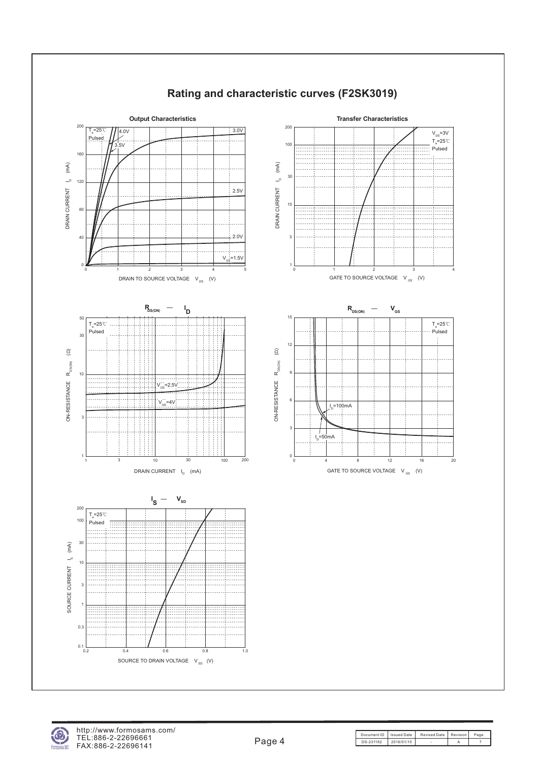## Rating and characteristic curves (F2SK3019)

**Output Characteristics**

$T_a$=25℃
Pulsed

4.0V
3.5V
3.0V
2.5V
2.0V
$V_{GS}$=1.5V

DRAIN CURRENT $I_D$ (mA)

DRAIN TO SOURCE VOLTAGE $V_{DS}$ (V)

**Transfer Characteristics**

$V_{DS}$=3V
$T_a$=25℃
Pulsed

DRAIN CURRENT $I_D$ (mA)

GATE TO SOURCE VOLTAGE $V_{GS}$ (V)

**$R_{DS(ON)}$ — $I_D$**

$T_a$=25℃
Pulsed

$V_{GS}$=2.5V
$V_{GS}$=4V

ON-RESISTANCE $R_{DS(ON)}$ (Ω)

DRAIN CURRENT $I_D$ (mA)

**$R_{DS(ON)}$ — $V_{GS}$**

$T_a$=25℃
Pulsed

$I_D$=100mA
$I_D$=50mA

ON-RESISTANCE $R_{DS(ON)}$ (Ω)

GATE TO SOURCE VOLTAGE $V_{GS}$ (V)

**$I_S$ — $V_{SD}$**

$T_a$=25℃
Pulsed

SOURCE CURRENT $I_S$ (mA)

SOURCE TO DRAIN VOLTAGE $V_{SD}$ (V)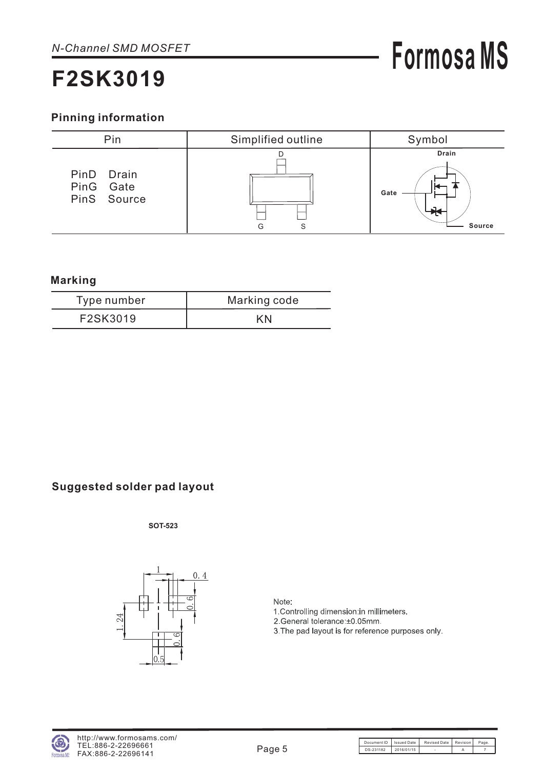*N-Channel SMD MOSFET*

# F2SK3019

## Pinning information

| Pin | Simplified outline | Symbol |
|---|---|---|
| PinD Drain<br>PinG Gate<br>PinS Source | D<br>G S | Drain<br>Gate<br>Source |

## Marking

| Type number | Marking code |
|---|---|
| F2SK3019 | KN |

## Suggested solder pad layout

**SOT-523**

Note:
1. Controlling dimension:in millimeters.
2. General tolerance:±0.05mm.
3. The pad layout is for reference purposes only.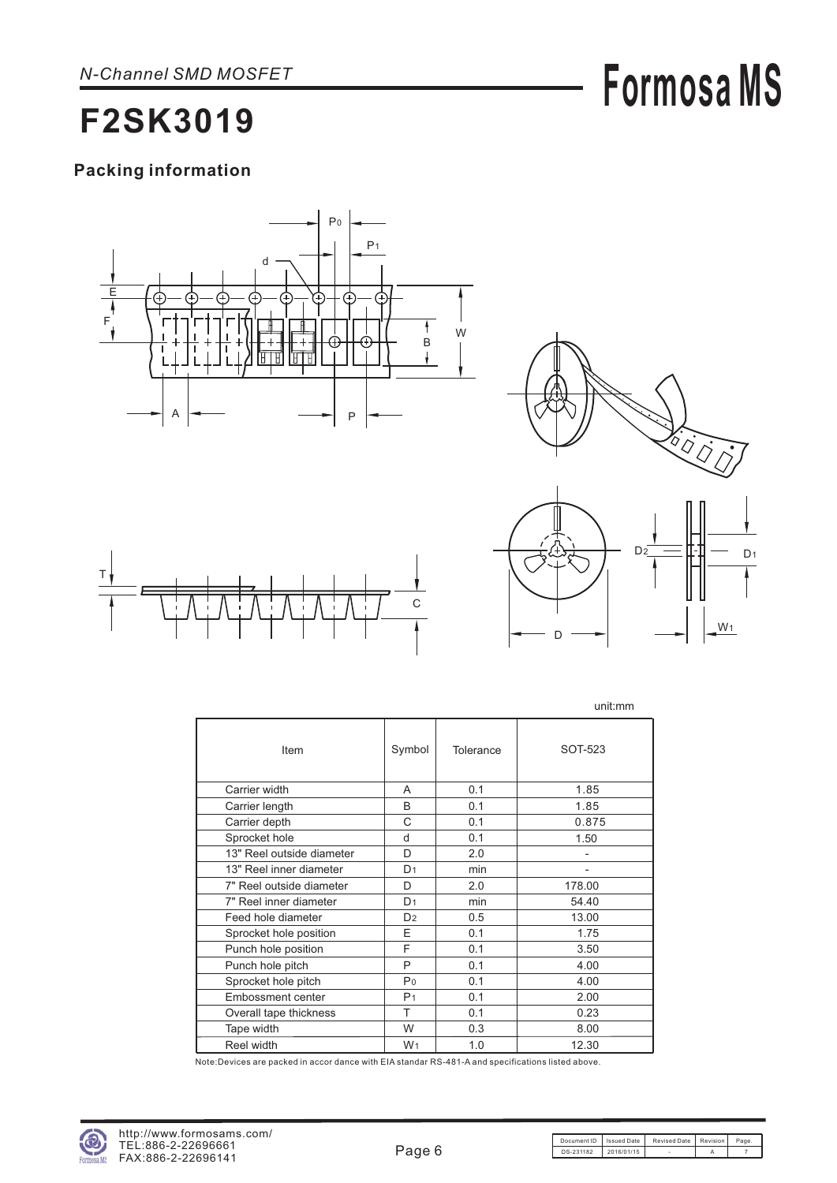*N-Channel SMD MOSFET*

# F2SK3019

## Packing information

unit:mm

| Item | Symbol | Tolerance | SOT-523 |
|---|---|---|---|
| Carrier width | A | 0.1 | 1.85 |
| Carrier length | B | 0.1 | 1.85 |
| Carrier depth | C | 0.1 | 0.875 |
| Sprocket hole | d | 0.1 | 1.50 |
| 13" Reel outside diameter | D | 2.0 | - |
| 13" Reel inner diameter | $D_1$ | min | - |
| 7" Reel outside diameter | D | 2.0 | 178.00 |
| 7" Reel inner diameter | $D_1$ | min | 54.40 |
| Feed hole diameter | $D_2$ | 0.5 | 13.00 |
| Sprocket hole position | E | 0.1 | 1.75 |
| Punch hole position | F | 0.1 | 3.50 |
| Punch hole pitch | P | 0.1 | 4.00 |
| Sprocket hole pitch | $P_0$ | 0.1 | 4.00 |
| Embossment center | $P_1$ | 0.1 | 2.00 |
| Overall tape thickness | T | 0.1 | 0.23 |
| Tape width | W | 0.3 | 8.00 |
| Reel width | $W_1$ | 1.0 | 12.30 |

Note:Devices are packed in accor dance with EIA standar RS-481-A and specifications listed above.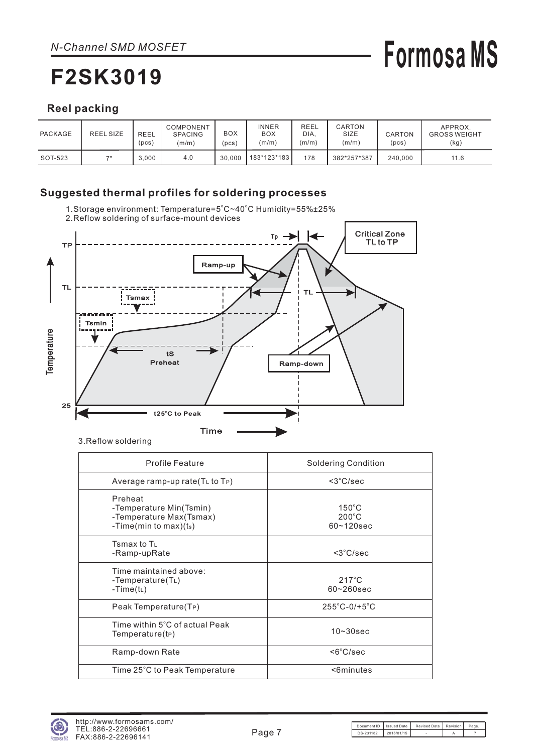*N-Channel SMD MOSFET*

# F2SK3019

## Reel packing

| PACKAGE | REEL SIZE | REEL (pcs) | COMPONENT SPACING (m/m) | BOX (pcs) | INNER BOX (m/m) | REEL DIA. (m/m) | CARTON SIZE (m/m) | CARTON (pcs) | APPROX. GROSS WEIGHT (kg) |
|---|---|---|---|---|---|---|---|---|---|
| SOT-523 | 7" | 3,000 | 4.0 | 30,000 | 183*123*183 | 178 | 382*257*387 | 240,000 | 11.6 |

## Suggested thermal profiles for soldering processes

1. Storage environment: Temperature=5˚C~40˚C Humidity=55%±25%
2. Reflow soldering of surface-mount devices

TP
TL
Tsmax
Tsmin
25
Temperature
Tp
Critical Zone TL to TP
Ramp-up
TL
tS
Preheat
Ramp-down
t25˚C to Peak
Time

3. Reflow soldering

| Profile Feature | Soldering Condition |
|---|---|
| Average ramp-up rate($T_L$ to $T_P$) | <3˚C/sec |
| Preheat<br>-Temperature Min(Tsmin)<br>-Temperature Max(Tsmax)<br>-Time(min to max)($t_s$) | 150˚C<br>200˚C<br>60~120sec |
| Tsmax to $T_L$<br>-Ramp-upRate | <3˚C/sec |
| Time maintained above:<br>-Temperature($T_L$)<br>-Time($t_L$) | 217˚C<br>60~260sec |
| Peak Temperature($T_P$) | 255˚C-0/+5˚C |
| Time within 5˚C of actual Peak Temperature($t_P$) | 10~30sec |
| Ramp-down Rate | <6˚C/sec |
| Time 25˚C to Peak Temperature | <6minutes |